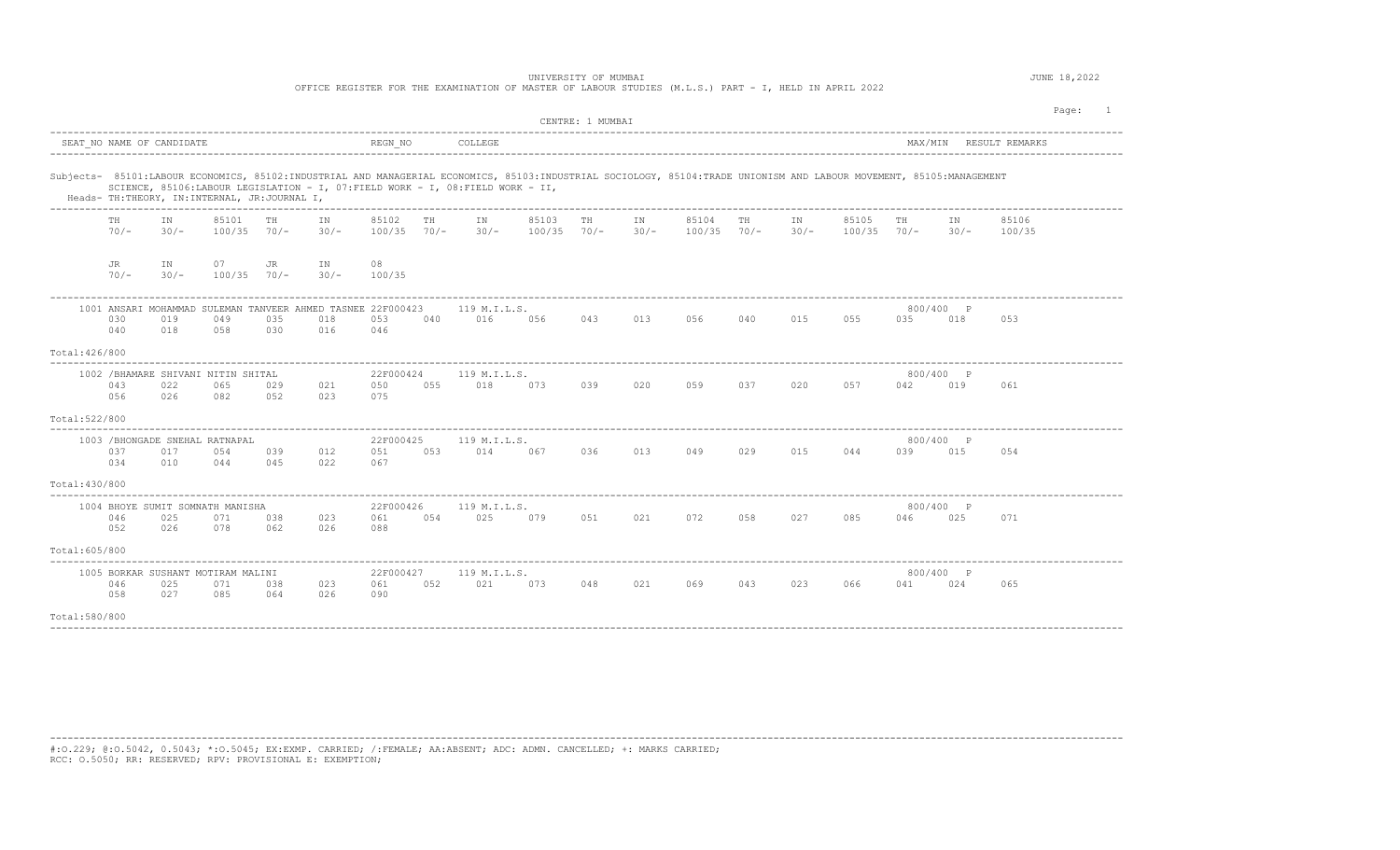UNIVERSITY OF MUMBAI

OFFICE REGISTER FOR THE EXAMINATION OF MASTER OF LABOUR STUDIES (M.L.S.) PART - I, HELD IN APRIL 2022

JUNE 18,2022

CENTRE: 1 MUMBAI

| SEAT_NO | NAME OF CANDIDATE | REGN_NO | COLLEGE | MAX/MIN | RESULT | REMARKS |
|---|---|---|---|---|---|---|

Subjects- 85101:LABOUR ECONOMICS, 85102:INDUSTRIAL AND MANAGERIAL ECONOMICS, 85103:INDUSTRIAL SOCIOLOGY, 85104:TRADE UNIONISM AND LABOUR MOVEMENT, 85105:MANAGEMENT SCIENCE, 85106:LABOUR LEGISLATION - I, 07:FIELD WORK - I, 08:FIELD WORK - II,

Heads- TH:THEORY, IN:INTERNAL, JR:JOURNAL I,

| TH 70/- | IN 30/- | 85101 100/35 | TH 70/- | IN 30/- | 85102 100/35 | TH 70/- | IN 30/- | 85103 100/35 | TH 70/- | IN 30/- | 85104 100/35 | TH 70/- | IN 30/- | 85105 100/35 | TH 70/- | IN 30/- | 85106 100/35 |
|---|---|---|---|---|---|---|---|---|---|---|---|---|---|---|---|---|---|
| JR 70/- | IN 30/- | 07 100/35 | JR 70/- | IN 30/- | 08 100/35 | | | | | | | | | | | | |

1001 ANSARI MOHAMMAD SULEMAN TANVEER AHMED TASNEE 22F000423 119 M.I.L.S. 800/400 P

| | | | | | | | | | | | | | | | | | |
|---|---|---|---|---|---|---|---|---|---|---|---|---|---|---|---|---|---|
| 030 | 019 | 049 | 035 | 018 | 053 | 040 | 016 | 056 | 043 | 013 | 056 | 040 | 015 | 055 | 035 | 018 | 053 |
| 040 | 018 | 058 | 030 | 016 | 046 | | | | | | | | | | | | |

Total:426/800

1002 /BHAMARE SHIVANI NITIN SHITAL 22F000424 119 M.I.L.S. 800/400 P

| | | | | | | | | | | | | | | | | | |
|---|---|---|---|---|---|---|---|---|---|---|---|---|---|---|---|---|---|
| 043 | 022 | 065 | 029 | 021 | 050 | 055 | 018 | 073 | 039 | 020 | 059 | 037 | 020 | 057 | 042 | 019 | 061 |
| 056 | 026 | 082 | 052 | 023 | 075 | | | | | | | | | | | | |

Total:522/800

1003 /BHONGADE SNEHAL RATNAPAL 22F000425 119 M.I.L.S. 800/400 P

| | | | | | | | | | | | | | | | | | |
|---|---|---|---|---|---|---|---|---|---|---|---|---|---|---|---|---|---|
| 037 | 017 | 054 | 039 | 012 | 051 | 053 | 014 | 067 | 036 | 013 | 049 | 029 | 015 | 044 | 039 | 015 | 054 |
| 034 | 010 | 044 | 045 | 022 | 067 | | | | | | | | | | | | |

Total:430/800

1004 BHOYE SUMIT SOMNATH MANISHA 22F000426 119 M.I.L.S. 800/400 P

| | | | | | | | | | | | | | | | | | |
|---|---|---|---|---|---|---|---|---|---|---|---|---|---|---|---|---|---|
| 046 | 025 | 071 | 038 | 023 | 061 | 054 | 025 | 079 | 051 | 021 | 072 | 058 | 027 | 085 | 046 | 025 | 071 |
| 052 | 026 | 078 | 062 | 026 | 088 | | | | | | | | | | | | |

Total:605/800

1005 BORKAR SUSHANT MOTIRAM MALINI 22F000427 119 M.I.L.S. 800/400 P

| | | | | | | | | | | | | | | | | | |
|---|---|---|---|---|---|---|---|---|---|---|---|---|---|---|---|---|---|
| 046 | 025 | 071 | 038 | 023 | 061 | 052 | 021 | 073 | 048 | 021 | 069 | 043 | 023 | 066 | 041 | 024 | 065 |
| 058 | 027 | 085 | 064 | 026 | 090 | | | | | | | | | | | | |

Total:580/800

#:O.229; @:O.5042, 0.5043; *:O.5045; EX:EXMP. CARRIED; /:FEMALE; AA:ABSENT; ADC: ADMN. CANCELLED; +: MARKS CARRIED; RCC: O.5050; RR: RESERVED; RPV: PROVISIONAL E: EXEMPTION;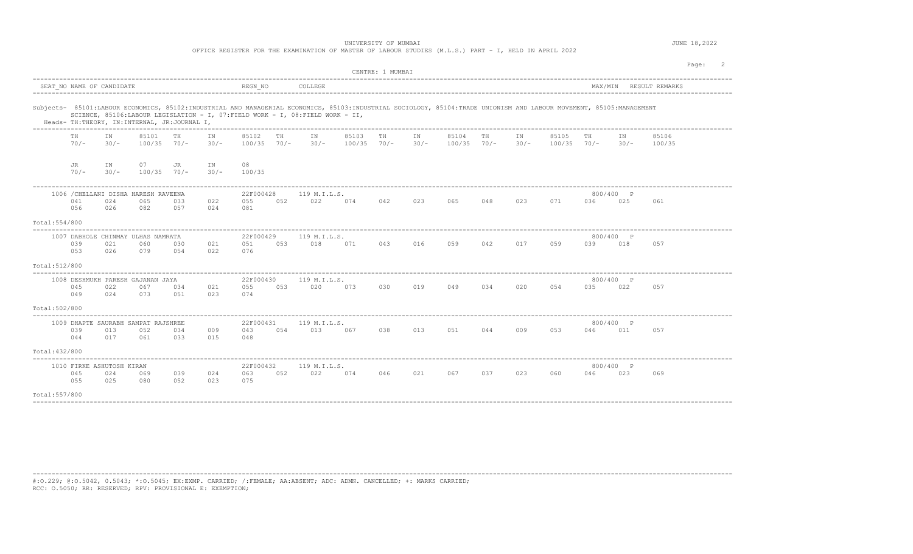UNIVERSITY OF MUMBAI

OFFICE REGISTER FOR THE EXAMINATION OF MASTER OF LABOUR STUDIES (M.L.S.) PART - I, HELD IN APRIL 2022

JUNE 18,2022

CENTRE: 1 MUMBAI

| SEAT_NO | NAME OF CANDIDATE | REGN_NO | COLLEGE | MAX/MIN | RESULT | REMARKS |
|---|---|---|---|---|---|---|

Subjects- 85101:LABOUR ECONOMICS, 85102:INDUSTRIAL AND MANAGERIAL ECONOMICS, 85103:INDUSTRIAL SOCIOLOGY, 85104:TRADE UNIONISM AND LABOUR MOVEMENT, 85105:MANAGEMENT SCIENCE, 85106:LABOUR LEGISLATION - I, 07:FIELD WORK - I, 08:FIELD WORK - II,

Heads- TH:THEORY, IN:INTERNAL, JR:JOURNAL I,

| TH | IN | 85101 | TH | IN | 85102 | TH | IN | 85103 | TH | IN | 85104 | TH | IN | 85105 | TH | IN | 85106 |
|---|---|---|---|---|---|---|---|---|---|---|---|---|---|---|---|---|---|
| 70/- | 30/- | 100/35 | 70/- | 30/- | 100/35 | 70/- | 30/- | 100/35 | 70/- | 30/- | 100/35 | 70/- | 30/- | 100/35 | 70/- | 30/- | 100/35 |
| JR | IN | 07 | JR | IN | 08 | | | | | | | | | | | | |
| 70/- | 30/- | 100/35 | 70/- | 30/- | 100/35 | | | | | | | | | | | | |

1006 /CHELLANI DISHA HARESH RAVEENA — 22F000428 — 119 M.I.L.S. — 800/400 P

| | | | | | | | | | | | | | | | | | |
|---|---|---|---|---|---|---|---|---|---|---|---|---|---|---|---|---|---|
| 041 | 024 | 065 | 033 | 022 | 055 | 052 | 022 | 074 | 042 | 023 | 065 | 048 | 023 | 071 | 036 | 025 | 061 |
| 056 | 026 | 082 | 057 | 024 | 081 | | | | | | | | | | | | |

Total:554/800

1007 DABHOLE CHINMAY ULHAS NAMRATA — 22F000429 — 119 M.I.L.S. — 800/400 P

| | | | | | | | | | | | | | | | | | |
|---|---|---|---|---|---|---|---|---|---|---|---|---|---|---|---|---|---|
| 039 | 021 | 060 | 030 | 021 | 051 | 053 | 018 | 071 | 043 | 016 | 059 | 042 | 017 | 059 | 039 | 018 | 057 |
| 053 | 026 | 079 | 054 | 022 | 076 | | | | | | | | | | | | |

Total:512/800

1008 DESHMUKH PARESH GAJANAN JAYA — 22F000430 — 119 M.I.L.S. — 800/400 P

| | | | | | | | | | | | | | | | | | |
|---|---|---|---|---|---|---|---|---|---|---|---|---|---|---|---|---|---|
| 045 | 022 | 067 | 034 | 021 | 055 | 053 | 020 | 073 | 030 | 019 | 049 | 034 | 020 | 054 | 035 | 022 | 057 |
| 049 | 024 | 073 | 051 | 023 | 074 | | | | | | | | | | | | |

Total:502/800

1009 DHAPTE SAURABH SAMPAT RAJSHREE — 22F000431 — 119 M.I.L.S. — 800/400 P

| | | | | | | | | | | | | | | | | | |
|---|---|---|---|---|---|---|---|---|---|---|---|---|---|---|---|---|---|
| 039 | 013 | 052 | 034 | 009 | 043 | 054 | 013 | 067 | 038 | 013 | 051 | 044 | 009 | 053 | 046 | 011 | 057 |
| 044 | 017 | 061 | 033 | 015 | 048 | | | | | | | | | | | | |

Total:432/800

1010 FIRKE ASHUTOSH KIRAN — 22F000432 — 119 M.I.L.S. — 800/400 P

| | | | | | | | | | | | | | | | | | |
|---|---|---|---|---|---|---|---|---|---|---|---|---|---|---|---|---|---|
| 045 | 024 | 069 | 039 | 024 | 063 | 052 | 022 | 074 | 046 | 021 | 067 | 037 | 023 | 060 | 046 | 023 | 069 |
| 055 | 025 | 080 | 052 | 023 | 075 | | | | | | | | | | | | |

Total:557/800

#:O.229; @:O.5042, 0.5043; *:O.5045; EX:EXMP. CARRIED; /:FEMALE; AA:ABSENT; ADC: ADMN. CANCELLED; +: MARKS CARRIED;
RCC: O.5050; RR: RESERVED; RPV: PROVISIONAL E: EXEMPTION;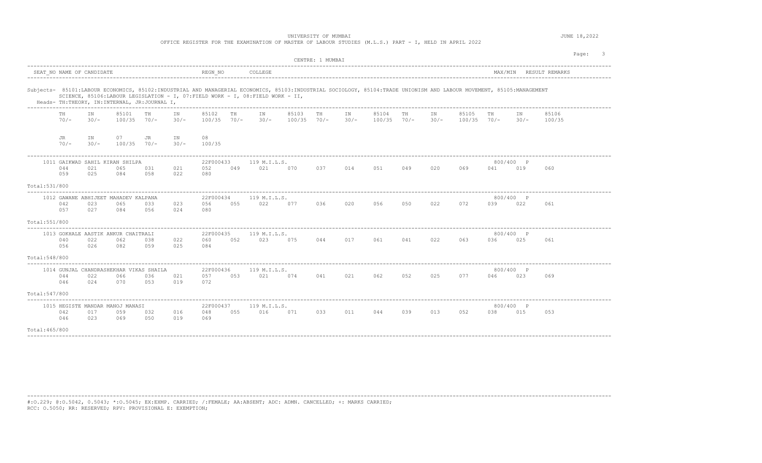UNIVERSITY OF MUMBAI

OFFICE REGISTER FOR THE EXAMINATION OF MASTER OF LABOUR STUDIES (M.L.S.) PART - I, HELD IN APRIL 2022

JUNE 18,2022

CENTRE: 1 MUMBAI

| SEAT_NO | NAME OF CANDIDATE | REGN_NO | COLLEGE | MAX/MIN | RESULT | REMARKS |
|---|---|---|---|---|---|---|

Subjects- 85101:LABOUR ECONOMICS, 85102:INDUSTRIAL AND MANAGERIAL ECONOMICS, 85103:INDUSTRIAL SOCIOLOGY, 85104:TRADE UNIONISM AND LABOUR MOVEMENT, 85105:MANAGEMENT SCIENCE, 85106:LABOUR LEGISLATION - I, 07:FIELD WORK - I, 08:FIELD WORK - II,

Heads- TH:THEORY, IN:INTERNAL, JR:JOURNAL I,

| TH 70/- | IN 30/- | 85101 100/35 | TH 70/- | IN 30/- | 85102 100/35 | TH 70/- | IN 30/- | 85103 100/35 | TH 70/- | IN 30/- | 85104 100/35 | TH 70/- | IN 30/- | 85105 100/35 | TH 70/- | IN 30/- | 85106 100/35 |
|---|---|---|---|---|---|---|---|---|---|---|---|---|---|---|---|---|---|
| JR 70/- | IN 30/- | 07 100/35 | JR 70/- | IN 30/- | 08 100/35 | | | | | | | | | | | | |

1011 GAIKWAD SAHIL KIRAN SHILPA — 22F000433 — 119 M.I.L.S. — 800/400 P

| 044 | 021 | 065 | 031 | 021 | 052 | 049 | 021 | 070 | 037 | 014 | 051 | 049 | 020 | 069 | 041 | 019 | 060 |
|---|---|---|---|---|---|---|---|---|---|---|---|---|---|---|---|---|---|
| 059 | 025 | 084 | 058 | 022 | 080 | | | | | | | | | | | | |

Total:531/800

1012 GAWANE ABHIJEET MAHADEV KALPANA — 22F000434 — 119 M.I.L.S. — 800/400 P

| 042 | 023 | 065 | 033 | 023 | 056 | 055 | 022 | 077 | 036 | 020 | 056 | 050 | 022 | 072 | 039 | 022 | 061 |
|---|---|---|---|---|---|---|---|---|---|---|---|---|---|---|---|---|---|
| 057 | 027 | 084 | 056 | 024 | 080 | | | | | | | | | | | | |

Total:551/800

1013 GOKHALE AASTIK ANKUR CHAITRALI — 22F000435 — 119 M.I.L.S. — 800/400 P

| 040 | 022 | 062 | 038 | 022 | 060 | 052 | 023 | 075 | 044 | 017 | 061 | 041 | 022 | 063 | 036 | 025 | 061 |
|---|---|---|---|---|---|---|---|---|---|---|---|---|---|---|---|---|---|
| 056 | 026 | 082 | 059 | 025 | 084 | | | | | | | | | | | | |

Total:548/800

1014 GUNJAL CHANDRASHEKHAR VIKAS SHAILA — 22F000436 — 119 M.I.L.S. — 800/400 P

| 044 | 022 | 066 | 036 | 021 | 057 | 053 | 021 | 074 | 041 | 021 | 062 | 052 | 025 | 077 | 046 | 023 | 069 |
|---|---|---|---|---|---|---|---|---|---|---|---|---|---|---|---|---|---|
| 046 | 024 | 070 | 053 | 019 | 072 | | | | | | | | | | | | |

Total:547/800

1015 HEGISTE MANDAR MANOJ MANASI — 22F000437 — 119 M.I.L.S. — 800/400 P

| 042 | 017 | 059 | 032 | 016 | 048 | 055 | 016 | 071 | 033 | 011 | 044 | 039 | 013 | 052 | 038 | 015 | 053 |
|---|---|---|---|---|---|---|---|---|---|---|---|---|---|---|---|---|---|
| 046 | 023 | 069 | 050 | 019 | 069 | | | | | | | | | | | | |

Total:465/800

#:O.229; @:O.5042, 0.5043; *:O.5045; EX:EXMP. CARRIED; /:FEMALE; AA:ABSENT; ADC: ADMN. CANCELLED; +: MARKS CARRIED;
RCC: O.5050; RR: RESERVED; RPV: PROVISIONAL E: EXEMPTION;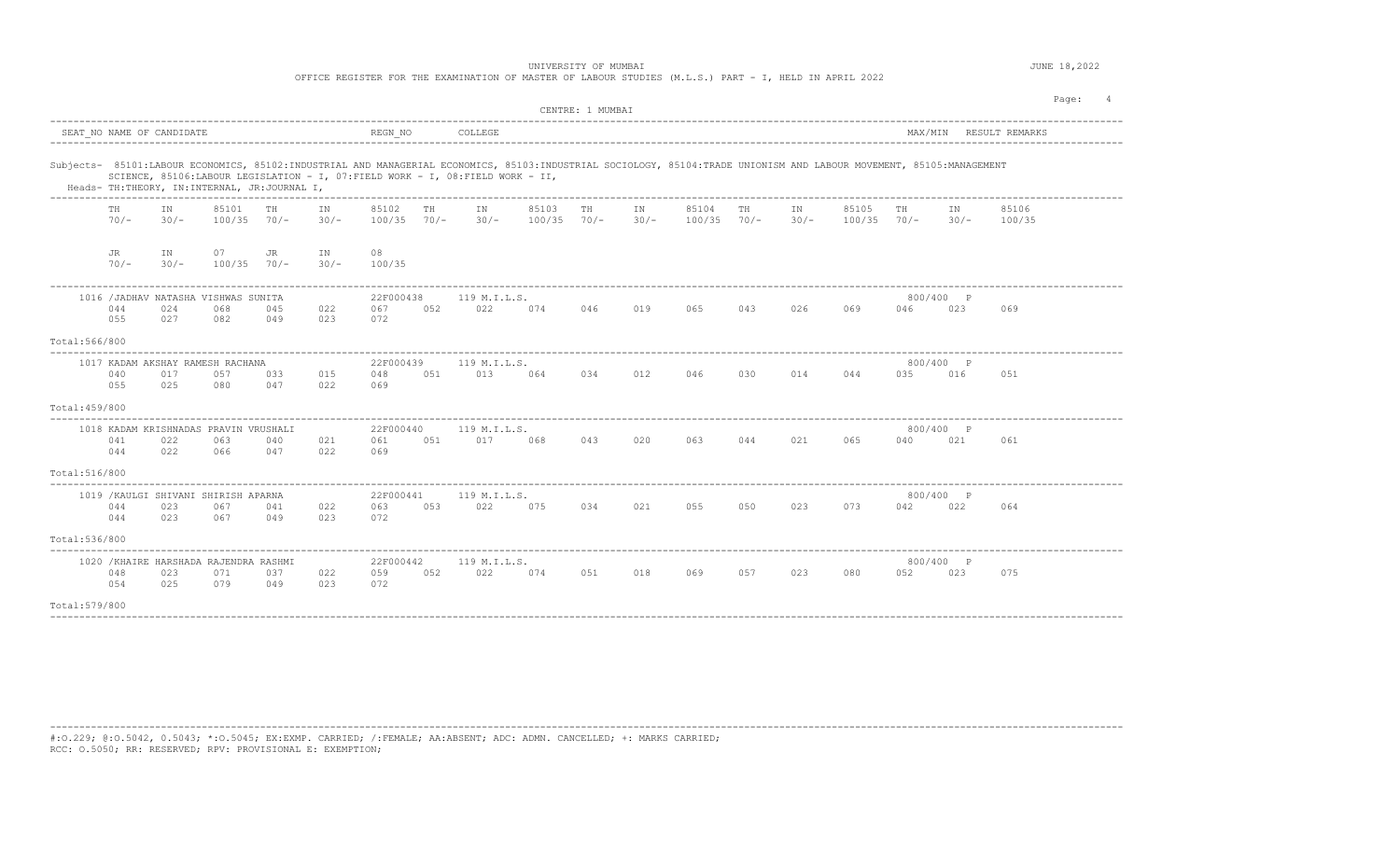UNIVERSITY OF MUMBAI

OFFICE REGISTER FOR THE EXAMINATION OF MASTER OF LABOUR STUDIES (M.L.S.) PART - I, HELD IN APRIL 2022

JUNE 18,2022

CENTRE: 1 MUMBAI

| SEAT_NO | NAME OF CANDIDATE | REGN_NO | COLLEGE | MAX/MIN | RESULT | REMARKS |
|---|---|---|---|---|---|---|

Subjects- 85101:LABOUR ECONOMICS, 85102:INDUSTRIAL AND MANAGERIAL ECONOMICS, 85103:INDUSTRIAL SOCIOLOGY, 85104:TRADE UNIONISM AND LABOUR MOVEMENT, 85105:MANAGEMENT SCIENCE, 85106:LABOUR LEGISLATION - I, 07:FIELD WORK - I, 08:FIELD WORK - II,

Heads- TH:THEORY, IN:INTERNAL, JR:JOURNAL I,

| TH 70/- | IN 30/- | 85101 100/35 | TH 70/- | IN 30/- | 85102 100/35 | TH 70/- | IN 30/- | 85103 100/35 | TH 70/- | IN 30/- | 85104 100/35 | TH 70/- | IN 30/- | 85105 100/35 | TH 70/- | IN 30/- | 85106 100/35 |
|---|---|---|---|---|---|---|---|---|---|---|---|---|---|---|---|---|---|
| JR 70/- | IN 30/- | 07 100/35 | JR 70/- | IN 30/- | 08 100/35 | | | | | | | | | | | | |

**1016 /JADHAV NATASHA VISHWAS SUNITA** — 22F000438 — 119 M.I.L.S. — 800/400 P

| | | | | | | | | | | | | | | | | | |
|---|---|---|---|---|---|---|---|---|---|---|---|---|---|---|---|---|---|
| 044 | 024 | 068 | 045 | 022 | 067 | 052 | 022 | 074 | 046 | 019 | 065 | 043 | 026 | 069 | 046 | 023 | 069 |
| 055 | 027 | 082 | 049 | 023 | 072 | | | | | | | | | | | | |

Total:566/800

**1017 KADAM AKSHAY RAMESH RACHANA** — 22F000439 — 119 M.I.L.S. — 800/400 P

| | | | | | | | | | | | | | | | | | |
|---|---|---|---|---|---|---|---|---|---|---|---|---|---|---|---|---|---|
| 040 | 017 | 057 | 033 | 015 | 048 | 051 | 013 | 064 | 034 | 012 | 046 | 030 | 014 | 044 | 035 | 016 | 051 |
| 055 | 025 | 080 | 047 | 022 | 069 | | | | | | | | | | | | |

Total:459/800

**1018 KADAM KRISHNADAS PRAVIN VRUSHALI** — 22F000440 — 119 M.I.L.S. — 800/400 P

| | | | | | | | | | | | | | | | | | |
|---|---|---|---|---|---|---|---|---|---|---|---|---|---|---|---|---|---|
| 041 | 022 | 063 | 040 | 021 | 061 | 051 | 017 | 068 | 043 | 020 | 063 | 044 | 021 | 065 | 040 | 021 | 061 |
| 044 | 022 | 066 | 047 | 022 | 069 | | | | | | | | | | | | |

Total:516/800

**1019 /KAULGI SHIVANI SHIRISH APARNA** — 22F000441 — 119 M.I.L.S. — 800/400 P

| | | | | | | | | | | | | | | | | | |
|---|---|---|---|---|---|---|---|---|---|---|---|---|---|---|---|---|---|
| 044 | 023 | 067 | 041 | 022 | 063 | 053 | 022 | 075 | 034 | 021 | 055 | 050 | 023 | 073 | 042 | 022 | 064 |
| 044 | 023 | 067 | 049 | 023 | 072 | | | | | | | | | | | | |

Total:536/800

**1020 /KHAIRE HARSHADA RAJENDRA RASHMI** — 22F000442 — 119 M.I.L.S. — 800/400 P

| | | | | | | | | | | | | | | | | | |
|---|---|---|---|---|---|---|---|---|---|---|---|---|---|---|---|---|---|
| 048 | 023 | 071 | 037 | 022 | 059 | 052 | 022 | 074 | 051 | 018 | 069 | 057 | 023 | 080 | 052 | 023 | 075 |
| 054 | 025 | 079 | 049 | 023 | 072 | | | | | | | | | | | | |

Total:579/800

#:O.229; @:O.5042, 0.5043; *:O.5045; EX:EXMP. CARRIED; /:FEMALE; AA:ABSENT; ADC: ADMN. CANCELLED; +: MARKS CARRIED;
RCC: O.5050; RR: RESERVED; RPV: PROVISIONAL E: EXEMPTION;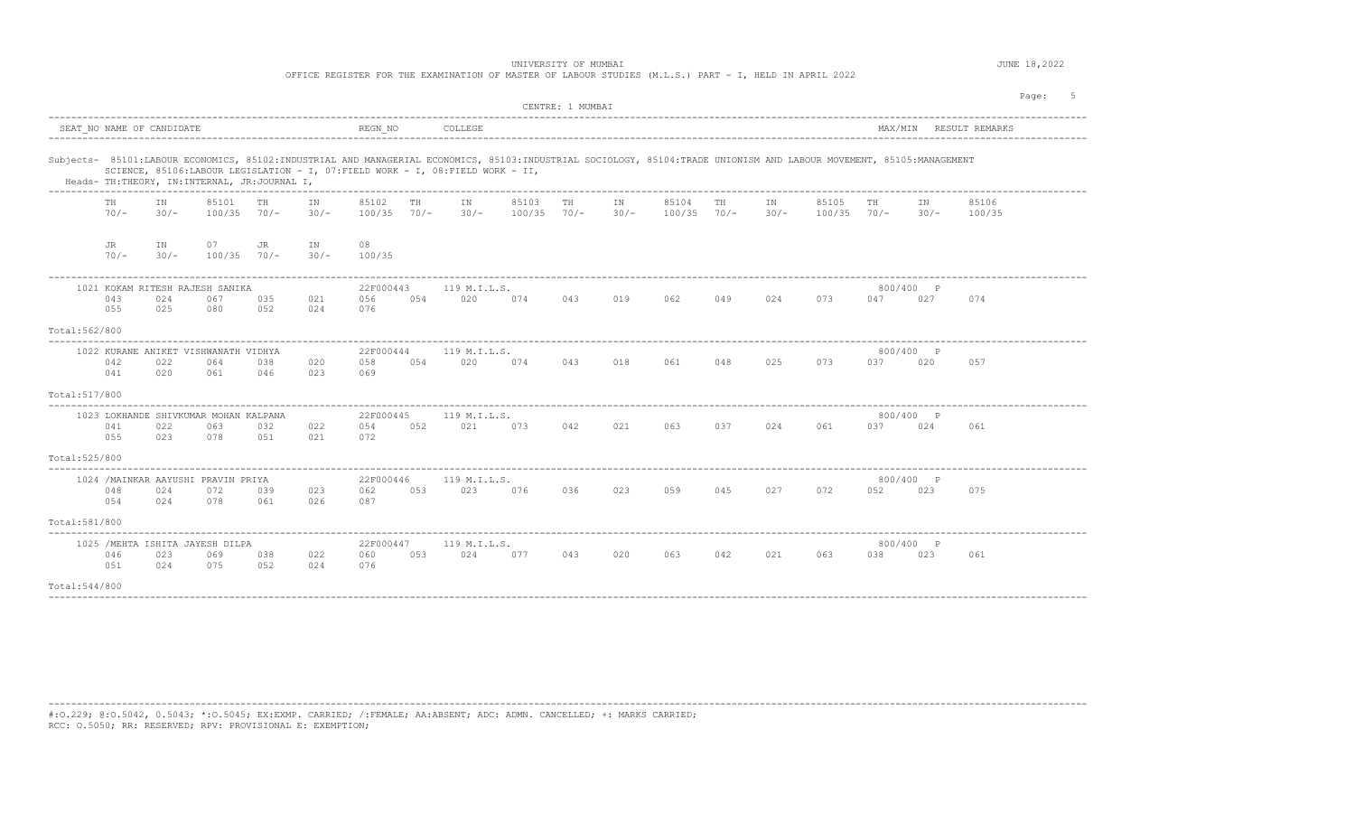UNIVERSITY OF MUMBAI

JUNE 18,2022

OFFICE REGISTER FOR THE EXAMINATION OF MASTER OF LABOUR STUDIES (M.L.S.) PART - I, HELD IN APRIL 2022

CENTRE: 1 MUMBAI

| SEAT_NO | NAME OF CANDIDATE | REGN_NO | COLLEGE | MAX/MIN | RESULT | REMARKS |
|---|---|---|---|---|---|---|

Subjects- 85101:LABOUR ECONOMICS, 85102:INDUSTRIAL AND MANAGERIAL ECONOMICS, 85103:INDUSTRIAL SOCIOLOGY, 85104:TRADE UNIONISM AND LABOUR MOVEMENT, 85105:MANAGEMENT SCIENCE, 85106:LABOUR LEGISLATION - I, 07:FIELD WORK - I, 08:FIELD WORK - II,

Heads- TH:THEORY, IN:INTERNAL, JR:JOURNAL I,

| TH | IN | 85101 | TH | IN | 85102 | TH | IN | 85103 | TH | IN | 85104 | TH | IN | 85105 | TH | IN | 85106 |
|---|---|---|---|---|---|---|---|---|---|---|---|---|---|---|---|---|---|
| 70/- | 30/- | 100/35 | 70/- | 30/- | 100/35 | 70/- | 30/- | 100/35 | 70/- | 30/- | 100/35 | 70/- | 30/- | 100/35 | 70/- | 30/- | 100/35 |
| JR | IN | 07 | JR | IN | 08 | | | | | | | | | | | | |
| 70/- | 30/- | 100/35 | 70/- | 30/- | 100/35 | | | | | | | | | | | | |

1021 KOKAM RITESH RAJESH SANIKA — 22F000443 — 119 M.I.L.S. — 800/400 P

| | | | | | | | | | | | | | | | | | |
|---|---|---|---|---|---|---|---|---|---|---|---|---|---|---|---|---|---|
| 043 | 024 | 067 | 035 | 021 | 056 | 054 | 020 | 074 | 043 | 019 | 062 | 049 | 024 | 073 | 047 | 027 | 074 |
| 055 | 025 | 080 | 052 | 024 | 076 | | | | | | | | | | | | |

Total:562/800

1022 KURANE ANIKET VISHWANATH VIDHYA — 22F000444 — 119 M.I.L.S. — 800/400 P

| | | | | | | | | | | | | | | | | | |
|---|---|---|---|---|---|---|---|---|---|---|---|---|---|---|---|---|---|
| 042 | 022 | 064 | 038 | 020 | 058 | 054 | 020 | 074 | 043 | 018 | 061 | 048 | 025 | 073 | 037 | 020 | 057 |
| 041 | 020 | 061 | 046 | 023 | 069 | | | | | | | | | | | | |

Total:517/800

1023 LOKHANDE SHIVKUMAR MOHAN KALPANA — 22F000445 — 119 M.I.L.S. — 800/400 P

| | | | | | | | | | | | | | | | | | |
|---|---|---|---|---|---|---|---|---|---|---|---|---|---|---|---|---|---|
| 041 | 022 | 063 | 032 | 022 | 054 | 052 | 021 | 073 | 042 | 021 | 063 | 037 | 024 | 061 | 037 | 024 | 061 |
| 055 | 023 | 078 | 051 | 021 | 072 | | | | | | | | | | | | |

Total:525/800

1024 /MAINKAR AAYUSHI PRAVIN PRIYA — 22F000446 — 119 M.I.L.S. — 800/400 P

| | | | | | | | | | | | | | | | | | |
|---|---|---|---|---|---|---|---|---|---|---|---|---|---|---|---|---|---|
| 048 | 024 | 072 | 039 | 023 | 062 | 053 | 023 | 076 | 036 | 023 | 059 | 045 | 027 | 072 | 052 | 023 | 075 |
| 054 | 024 | 078 | 061 | 026 | 087 | | | | | | | | | | | | |

Total:581/800

1025 /MEHTA ISHITA JAYESH DILPA — 22F000447 — 119 M.I.L.S. — 800/400 P

| | | | | | | | | | | | | | | | | | |
|---|---|---|---|---|---|---|---|---|---|---|---|---|---|---|---|---|---|
| 046 | 023 | 069 | 038 | 022 | 060 | 053 | 024 | 077 | 043 | 020 | 063 | 042 | 021 | 063 | 038 | 023 | 061 |
| 051 | 024 | 075 | 052 | 024 | 076 | | | | | | | | | | | | |

Total:544/800

#:O.229; @:O.5042, O.5043; *:O.5045; EX:EXMP. CARRIED; /:FEMALE; AA:ABSENT; ADC: ADMN. CANCELLED; +: MARKS CARRIED;
RCC: O.5050; RR: RESERVED; RPV: PROVISIONAL E: EXEMPTION;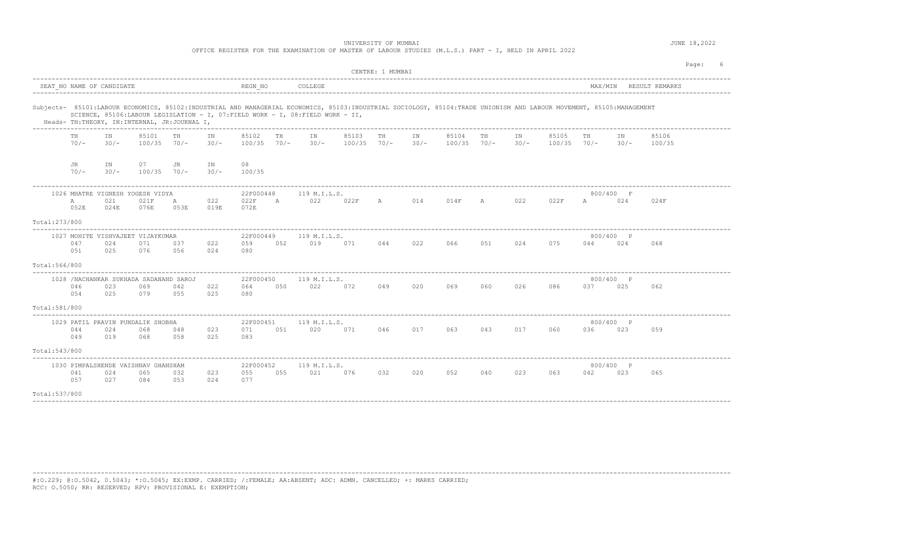UNIVERSITY OF MUMBAI

OFFICE REGISTER FOR THE EXAMINATION OF MASTER OF LABOUR STUDIES (M.L.S.) PART - I, HELD IN APRIL 2022

JUNE 18,2022

CENTRE: 1 MUMBAI

| SEAT_NO | NAME OF CANDIDATE | REGN_NO | COLLEGE | MAX/MIN | RESULT | REMARKS |
|---|---|---|---|---|---|---|

Subjects- 85101:LABOUR ECONOMICS, 85102:INDUSTRIAL AND MANAGERIAL ECONOMICS, 85103:INDUSTRIAL SOCIOLOGY, 85104:TRADE UNIONISM AND LABOUR MOVEMENT, 85105:MANAGEMENT SCIENCE, 85106:LABOUR LEGISLATION - I, 07:FIELD WORK - I, 08:FIELD WORK - II,

Heads- TH:THEORY, IN:INTERNAL, JR:JOURNAL I,

| TH 70/- | IN 30/- | 85101 100/35 | TH 70/- | IN 30/- | 85102 100/35 | TH 70/- | IN 30/- | 85103 100/35 | TH 70/- | IN 30/- | 85104 100/35 | TH 70/- | IN 30/- | 85105 100/35 | TH 70/- | IN 30/- | 85106 100/35 |
|---|---|---|---|---|---|---|---|---|---|---|---|---|---|---|---|---|---|
| JR 70/- | IN 30/- | 07 100/35 | JR 70/- | IN 30/- | 08 100/35 | | | | | | | | | | | | |

1026 MHATRE VIGNESH YOGESH VIDYA — 22F000448 — 119 M.I.L.S. — 800/400 F

| | | | | | | | | | | | | | | | | | |
|---|---|---|---|---|---|---|---|---|---|---|---|---|---|---|---|---|---|
| A | 021 | 021F | A | 022 | 022F | A | 022 | 022F | A | 014 | 014F | A | 022 | 022F | A | 024 | 024F |
| 052E | 024E | 076E | 053E | 019E | 072E | | | | | | | | | | | | |

Total:273/800

1027 MOHITE VISHVAJEET VIJAYKUMAR — 22F000449 — 119 M.I.L.S. — 800/400 P

| | | | | | | | | | | | | | | | | | |
|---|---|---|---|---|---|---|---|---|---|---|---|---|---|---|---|---|---|
| 047 | 024 | 071 | 037 | 022 | 059 | 052 | 019 | 071 | 044 | 022 | 066 | 051 | 024 | 075 | 044 | 024 | 068 |
| 051 | 025 | 076 | 056 | 024 | 080 | | | | | | | | | | | | |

Total:566/800

1028 /NACHANKAR SUKHADA SADANAND SAROJ — 22F000450 — 119 M.I.L.S. — 800/400 P

| | | | | | | | | | | | | | | | | | |
|---|---|---|---|---|---|---|---|---|---|---|---|---|---|---|---|---|---|
| 046 | 023 | 069 | 042 | 022 | 064 | 050 | 022 | 072 | 049 | 020 | 069 | 060 | 026 | 086 | 037 | 025 | 062 |
| 054 | 025 | 079 | 055 | 025 | 080 | | | | | | | | | | | | |

Total:581/800

1029 PATIL PRAVIN PUNDALIK SHOBHA — 22F000451 — 119 M.I.L.S. — 800/400 P

| | | | | | | | | | | | | | | | | | |
|---|---|---|---|---|---|---|---|---|---|---|---|---|---|---|---|---|---|
| 044 | 024 | 068 | 048 | 023 | 071 | 051 | 020 | 071 | 046 | 017 | 063 | 043 | 017 | 060 | 036 | 023 | 059 |
| 049 | 019 | 068 | 058 | 025 | 083 | | | | | | | | | | | | |

Total:543/800

1030 PIMPALSHENDE VAISHNAV GHANSHAM — 22F000452 — 119 M.I.L.S. — 800/400 P

| | | | | | | | | | | | | | | | | | |
|---|---|---|---|---|---|---|---|---|---|---|---|---|---|---|---|---|---|
| 041 | 024 | 065 | 032 | 023 | 055 | 055 | 021 | 076 | 032 | 020 | 052 | 040 | 023 | 063 | 042 | 023 | 065 |
| 057 | 027 | 084 | 053 | 024 | 077 | | | | | | | | | | | | |

Total:537/800

#:O.229; @:O.5042, 0.5043; *:O.5045; EX:EXMP. CARRIED; /:FEMALE; AA:ABSENT; ADC: ADMN. CANCELLED; +: MARKS CARRIED;
RCC: O.5050; RR: RESERVED; RPV: PROVISIONAL E: EXEMPTION;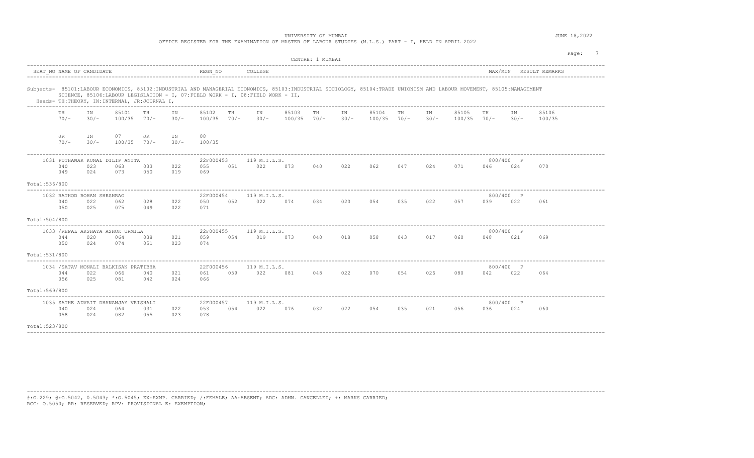UNIVERSITY OF MUMBAI

OFFICE REGISTER FOR THE EXAMINATION OF MASTER OF LABOUR STUDIES (M.L.S.) PART - I, HELD IN APRIL 2022

JUNE 18,2022

CENTRE: 1 MUMBAI

SEAT_NO NAME OF CANDIDATE | REGN_NO | COLLEGE | MAX/MIN | RESULT REMARKS

Subjects- 85101:LABOUR ECONOMICS, 85102:INDUSTRIAL AND MANAGERIAL ECONOMICS, 85103:INDUSTRIAL SOCIOLOGY, 85104:TRADE UNIONISM AND LABOUR MOVEMENT, 85105:MANAGEMENT SCIENCE, 85106:LABOUR LEGISLATION - I, 07:FIELD WORK - I, 08:FIELD WORK - II,

Heads- TH:THEORY, IN:INTERNAL, JR:JOURNAL I,

| TH 70/- | IN 30/- | 85101 100/35 | TH 70/- | IN 30/- | 85102 100/35 | TH 70/- | IN 30/- | 85103 100/35 | TH 70/- | IN 30/- | 85104 100/35 | TH 70/- | IN 30/- | 85105 100/35 | TH 70/- | IN 30/- | 85106 100/35 |
|---|---|---|---|---|---|---|---|---|---|---|---|---|---|---|---|---|---|
| JR 70/- | IN 30/- | 07 100/35 | JR 70/- | IN 30/- | 08 100/35 | | | | | | | | | | | | |

**1031 PUTHAWAR KUNAL DILIP ANITA** — 22F000453 — 119 M.I.L.S. — 800/400 P

| | | | | | | | | | | | | | | | | | |
|---|---|---|---|---|---|---|---|---|---|---|---|---|---|---|---|---|---|
| 040 | 023 | 063 | 033 | 022 | 055 | 051 | 022 | 073 | 040 | 022 | 062 | 047 | 024 | 071 | 046 | 024 | 070 |
| 049 | 024 | 073 | 050 | 019 | 069 | | | | | | | | | | | | |

Total:536/800

**1032 RATHOD ROHAN SHESHRAO** — 22F000454 — 119 M.I.L.S. — 800/400 P

| | | | | | | | | | | | | | | | | | |
|---|---|---|---|---|---|---|---|---|---|---|---|---|---|---|---|---|---|
| 040 | 022 | 062 | 028 | 022 | 050 | 052 | 022 | 074 | 034 | 020 | 054 | 035 | 022 | 057 | 039 | 022 | 061 |
| 050 | 025 | 075 | 049 | 022 | 071 | | | | | | | | | | | | |

Total:504/800

**1033 /REPAL AKSHAYA ASHOK URMILA** — 22F000455 — 119 M.I.L.S. — 800/400 P

| | | | | | | | | | | | | | | | | | |
|---|---|---|---|---|---|---|---|---|---|---|---|---|---|---|---|---|---|
| 044 | 020 | 064 | 038 | 021 | 059 | 054 | 019 | 073 | 040 | 018 | 058 | 043 | 017 | 060 | 048 | 021 | 069 |
| 050 | 024 | 074 | 051 | 023 | 074 | | | | | | | | | | | | |

Total:531/800

**1034 /SATAV MONALI BALKISAN PRATIBHA** — 22F000456 — 119 M.I.L.S. — 800/400 P

| | | | | | | | | | | | | | | | | | |
|---|---|---|---|---|---|---|---|---|---|---|---|---|---|---|---|---|---|
| 044 | 022 | 066 | 040 | 021 | 061 | 059 | 022 | 081 | 048 | 022 | 070 | 054 | 026 | 080 | 042 | 022 | 064 |
| 056 | 025 | 081 | 042 | 024 | 066 | | | | | | | | | | | | |

Total:569/800

**1035 SATHE ADVAIT DHANANJAY VRISHALI** — 22F000457 — 119 M.I.L.S. — 800/400 P

| | | | | | | | | | | | | | | | | | |
|---|---|---|---|---|---|---|---|---|---|---|---|---|---|---|---|---|---|
| 040 | 024 | 064 | 031 | 022 | 053 | 054 | 022 | 076 | 032 | 022 | 054 | 035 | 021 | 056 | 036 | 024 | 060 |
| 058 | 024 | 082 | 055 | 023 | 078 | | | | | | | | | | | | |

Total:523/800

#:O.229; @:O.5042, 0.5043; *:O.5045; EX:EXMP. CARRIED; /:FEMALE; AA:ABSENT; ADC: ADMN. CANCELLED; +: MARKS CARRIED; RCC: O.5050; RR: RESERVED; RPV: PROVISIONAL E: EXEMPTION;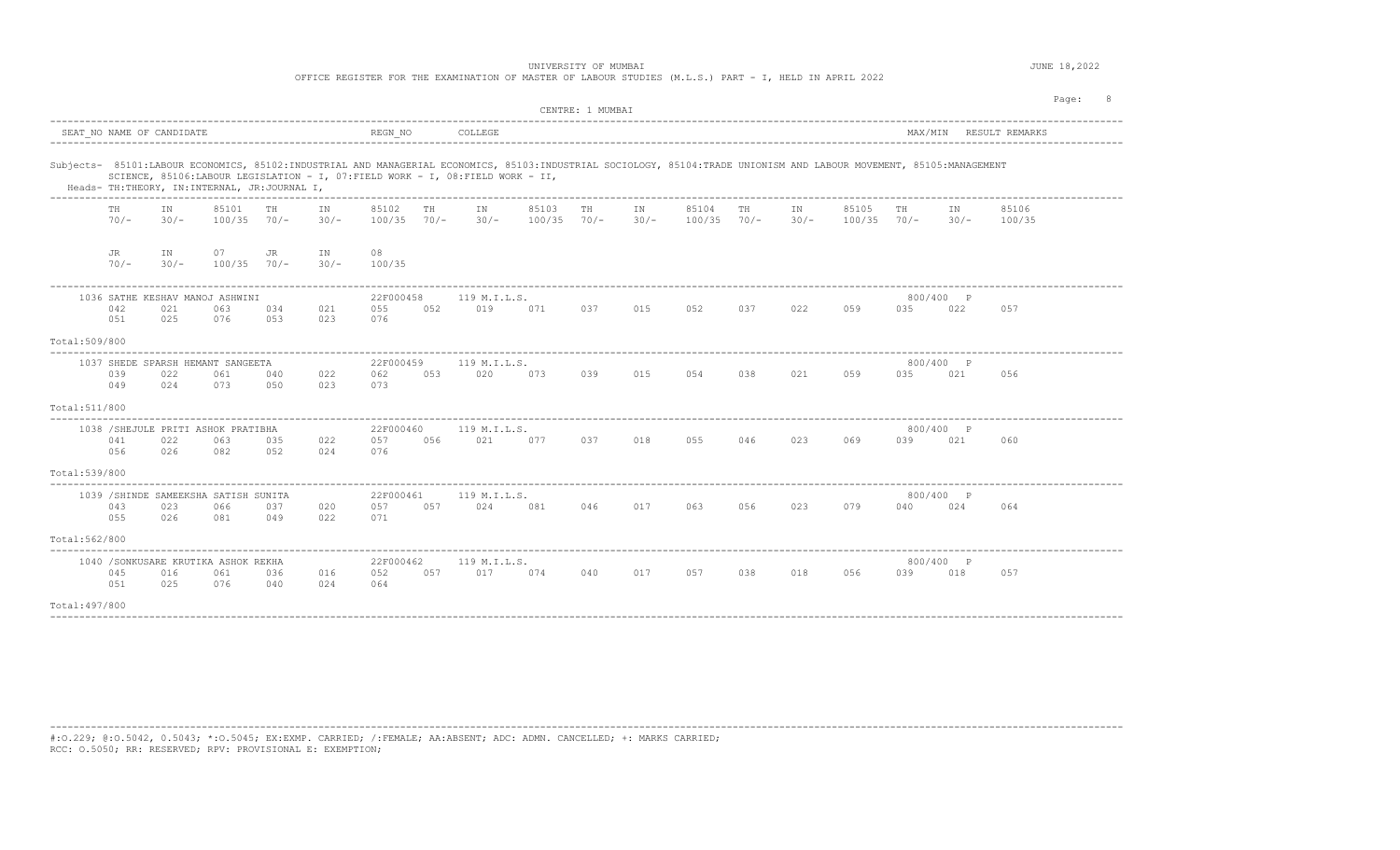UNIVERSITY OF MUMBAI

OFFICE REGISTER FOR THE EXAMINATION OF MASTER OF LABOUR STUDIES (M.L.S.) PART - I, HELD IN APRIL 2022

JUNE 18,2022

CENTRE: 1 MUMBAI

| SEAT_NO | NAME OF CANDIDATE | REGN_NO | COLLEGE | MAX/MIN | RESULT | REMARKS |
|---|---|---|---|---|---|---|

Subjects- 85101:LABOUR ECONOMICS, 85102:INDUSTRIAL AND MANAGERIAL ECONOMICS, 85103:INDUSTRIAL SOCIOLOGY, 85104:TRADE UNIONISM AND LABOUR MOVEMENT, 85105:MANAGEMENT SCIENCE, 85106:LABOUR LEGISLATION - I, 07:FIELD WORK - I, 08:FIELD WORK - II,

Heads- TH:THEORY, IN:INTERNAL, JR:JOURNAL I,

| TH 70/- | IN 30/- | 85101 100/35 | TH 70/- | IN 30/- | 85102 100/35 | TH 70/- | IN 30/- | 85103 100/35 | TH 70/- | IN 30/- | 85104 100/35 | TH 70/- | IN 30/- | 85105 100/35 | TH 70/- | IN 30/- | 85106 100/35 |
|---|---|---|---|---|---|---|---|---|---|---|---|---|---|---|---|---|---|
| JR 70/- | IN 30/- | 07 100/35 | JR 70/- | IN 30/- | 08 100/35 | | | | | | | | | | | | |

**1036 SATHE KESHAV MANOJ ASHWINI** — 22F000458 — 119 M.I.L.S. — 800/400 P

| 042 | 021 | 063 | 034 | 021 | 055 | 052 | 019 | 071 | 037 | 015 | 052 | 037 | 022 | 059 | 035 | 022 | 057 |
|---|---|---|---|---|---|---|---|---|---|---|---|---|---|---|---|---|---|
| 051 | 025 | 076 | 053 | 023 | 076 | | | | | | | | | | | | |

Total:509/800

**1037 SHEDE SPARSH HEMANT SANGEETA** — 22F000459 — 119 M.I.L.S. — 800/400 P

| 039 | 022 | 061 | 040 | 022 | 062 | 053 | 020 | 073 | 039 | 015 | 054 | 038 | 021 | 059 | 035 | 021 | 056 |
|---|---|---|---|---|---|---|---|---|---|---|---|---|---|---|---|---|---|
| 049 | 024 | 073 | 050 | 023 | 073 | | | | | | | | | | | | |

Total:511/800

**1038 /SHEJULE PRITI ASHOK PRATIBHA** — 22F000460 — 119 M.I.L.S. — 800/400 P

| 041 | 022 | 063 | 035 | 022 | 057 | 056 | 021 | 077 | 037 | 018 | 055 | 046 | 023 | 069 | 039 | 021 | 060 |
|---|---|---|---|---|---|---|---|---|---|---|---|---|---|---|---|---|---|
| 056 | 026 | 082 | 052 | 024 | 076 | | | | | | | | | | | | |

Total:539/800

**1039 /SHINDE SAMEEKSHA SATISH SUNITA** — 22F000461 — 119 M.I.L.S. — 800/400 P

| 043 | 023 | 066 | 037 | 020 | 057 | 057 | 024 | 081 | 046 | 017 | 063 | 056 | 023 | 079 | 040 | 024 | 064 |
|---|---|---|---|---|---|---|---|---|---|---|---|---|---|---|---|---|---|
| 055 | 026 | 081 | 049 | 022 | 071 | | | | | | | | | | | | |

Total:562/800

**1040 /SONKUSARE KRUTIKA ASHOK REKHA** — 22F000462 — 119 M.I.L.S. — 800/400 P

| 045 | 016 | 061 | 036 | 016 | 052 | 057 | 017 | 074 | 040 | 017 | 057 | 038 | 018 | 056 | 039 | 018 | 057 |
|---|---|---|---|---|---|---|---|---|---|---|---|---|---|---|---|---|---|
| 051 | 025 | 076 | 040 | 024 | 064 | | | | | | | | | | | | |

Total:497/800

#:O.229; @:O.5042, 0.5043; *:O.5045; EX:EXMP. CARRIED; /:FEMALE; AA:ABSENT; ADC: ADMN. CANCELLED; +: MARKS CARRIED; RCC: O.5050; RR: RESERVED; RPV: PROVISIONAL E: EXEMPTION;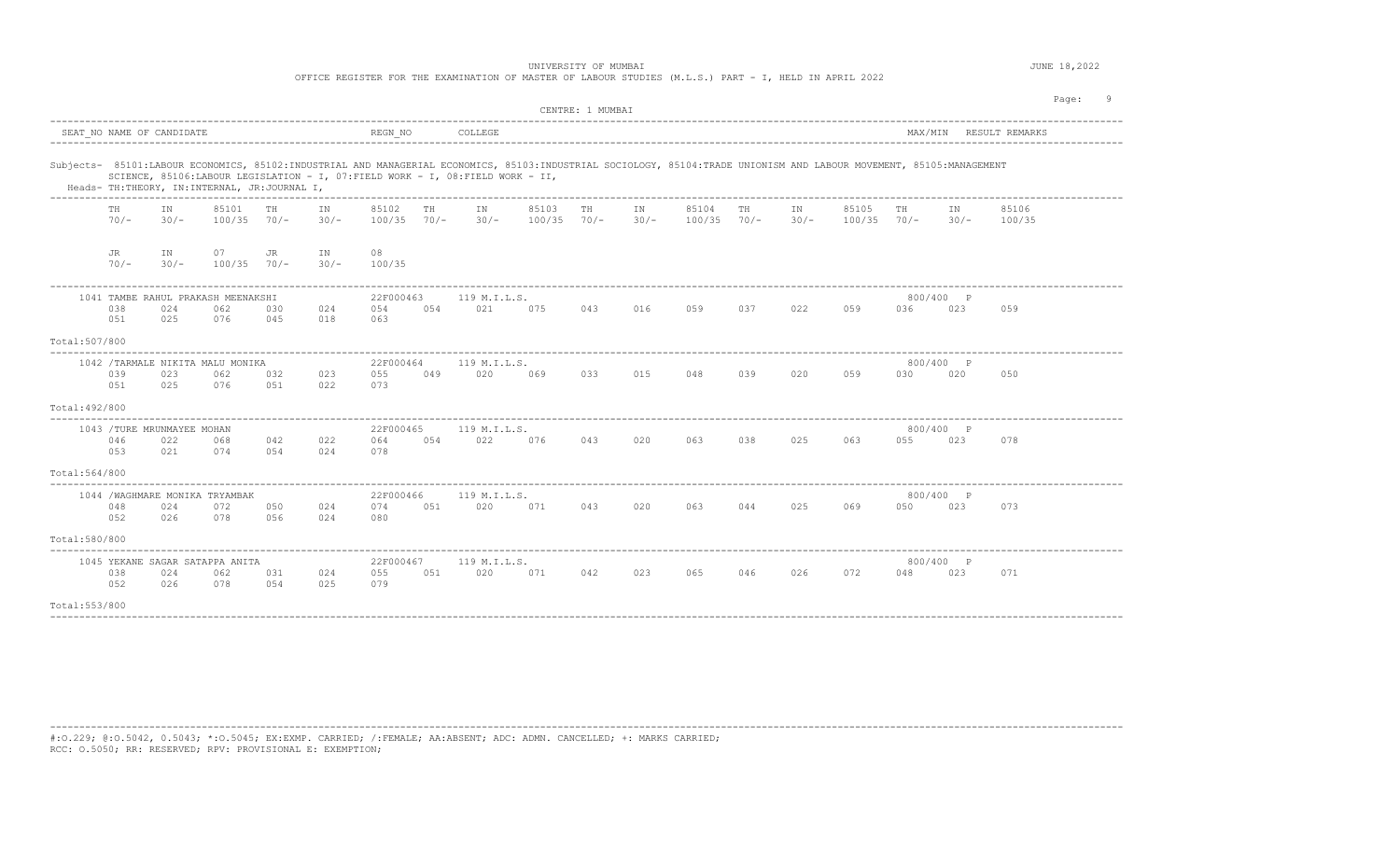UNIVERSITY OF MUMBAI

OFFICE REGISTER FOR THE EXAMINATION OF MASTER OF LABOUR STUDIES (M.L.S.) PART - I, HELD IN APRIL 2022

JUNE 18,2022

CENTRE: 1 MUMBAI

| SEAT_NO | NAME OF CANDIDATE | REGN_NO | COLLEGE | MAX/MIN | RESULT | REMARKS |
|---|---|---|---|---|---|---|

Subjects- 85101:LABOUR ECONOMICS, 85102:INDUSTRIAL AND MANAGERIAL ECONOMICS, 85103:INDUSTRIAL SOCIOLOGY, 85104:TRADE UNIONISM AND LABOUR MOVEMENT, 85105:MANAGEMENT SCIENCE, 85106:LABOUR LEGISLATION - I, 07:FIELD WORK - I, 08:FIELD WORK - II,

Heads- TH:THEORY, IN:INTERNAL, JR:JOURNAL I,

| TH 70/- | IN 30/- | 85101 100/35 | TH 70/- | IN 30/- | 85102 100/35 | TH 70/- | IN 30/- | 85103 100/35 | TH 70/- | IN 30/- | 85104 100/35 | TH 70/- | IN 30/- | 85105 100/35 | TH 70/- | IN 30/- | 85106 100/35 |
|---|---|---|---|---|---|---|---|---|---|---|---|---|---|---|---|---|---|
| JR 70/- | IN 30/- | 07 100/35 | JR 70/- | IN 30/- | 08 100/35 | | | | | | | | | | | | |

**1041 TAMBE RAHUL PRAKASH MEENAKSHI** — 22F000463 — 119 M.I.L.S. — 800/400 P

| | | | | | | | | | | | | | | | | | |
|---|---|---|---|---|---|---|---|---|---|---|---|---|---|---|---|---|---|
| 038 | 024 | 062 | 030 | 024 | 054 | 054 | 021 | 075 | 043 | 016 | 059 | 037 | 022 | 059 | 036 | 023 | 059 |
| 051 | 025 | 076 | 045 | 018 | 063 | | | | | | | | | | | | |

Total:507/800

**1042 /TARMALE NIKITA MALU MONIKA** — 22F000464 — 119 M.I.L.S. — 800/400 P

| | | | | | | | | | | | | | | | | | |
|---|---|---|---|---|---|---|---|---|---|---|---|---|---|---|---|---|---|
| 039 | 023 | 062 | 032 | 023 | 055 | 049 | 020 | 069 | 033 | 015 | 048 | 039 | 020 | 059 | 030 | 020 | 050 |
| 051 | 025 | 076 | 051 | 022 | 073 | | | | | | | | | | | | |

Total:492/800

**1043 /TURE MRUNMAYEE MOHAN** — 22F000465 — 119 M.I.L.S. — 800/400 P

| | | | | | | | | | | | | | | | | | |
|---|---|---|---|---|---|---|---|---|---|---|---|---|---|---|---|---|---|
| 046 | 022 | 068 | 042 | 022 | 064 | 054 | 022 | 076 | 043 | 020 | 063 | 038 | 025 | 063 | 055 | 023 | 078 |
| 053 | 021 | 074 | 054 | 024 | 078 | | | | | | | | | | | | |

Total:564/800

**1044 /WAGHMARE MONIKA TRYAMBAK** — 22F000466 — 119 M.I.L.S. — 800/400 P

| | | | | | | | | | | | | | | | | | |
|---|---|---|---|---|---|---|---|---|---|---|---|---|---|---|---|---|---|
| 048 | 024 | 072 | 050 | 024 | 074 | 051 | 020 | 071 | 043 | 020 | 063 | 044 | 025 | 069 | 050 | 023 | 073 |
| 052 | 026 | 078 | 056 | 024 | 080 | | | | | | | | | | | | |

Total:580/800

**1045 YEKANE SAGAR SATAPPA ANITA** — 22F000467 — 119 M.I.L.S. — 800/400 P

| | | | | | | | | | | | | | | | | | |
|---|---|---|---|---|---|---|---|---|---|---|---|---|---|---|---|---|---|
| 038 | 024 | 062 | 031 | 024 | 055 | 051 | 020 | 071 | 042 | 023 | 065 | 046 | 026 | 072 | 048 | 023 | 071 |
| 052 | 026 | 078 | 054 | 025 | 079 | | | | | | | | | | | | |

Total:553/800

#:O.229; @:O.5042, O.5043; *:O.5045; EX:EXMP. CARRIED; /:FEMALE; AA:ABSENT; ADC: ADMN. CANCELLED; +: MARKS CARRIED;
RCC: O.5050; RR: RESERVED; RPV: PROVISIONAL E: EXEMPTION;